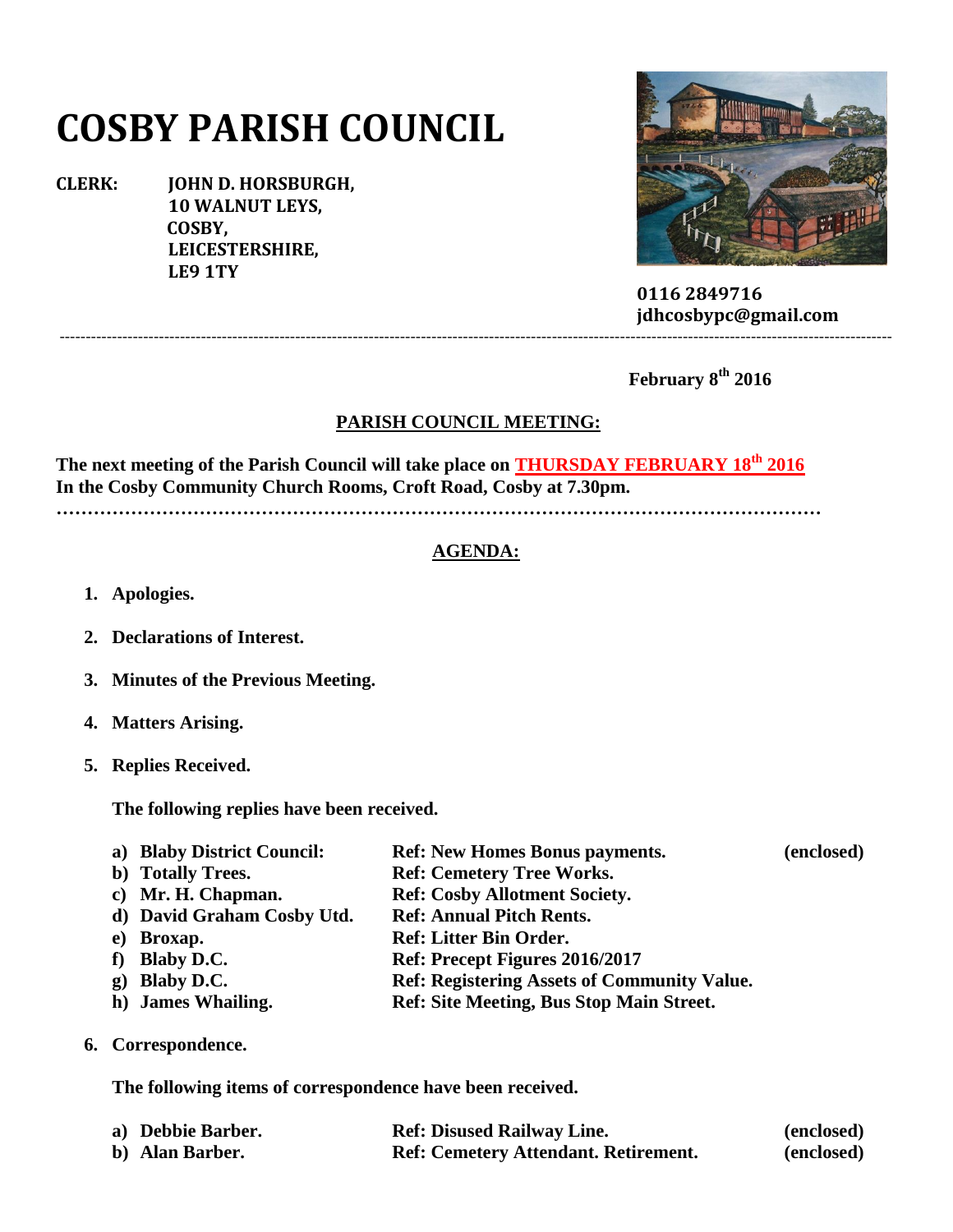# COSBY PARISH COUNCIL

**CLERK:** **JOHN D. HORSBURGH,**
**10 WALNUT LEYS,**
**COSBY,**
**LEICESTERSHIRE,**
**LE9 1TY**

**0116 2849716**
**jdhcosbypc@gmail.com**

---

**February 8th 2016**

## PARISH COUNCIL MEETING:

**The next meeting of the Parish Council will take place on THURSDAY FEBRUARY 18th 2016**
**In the Cosby Community Church Rooms, Croft Road, Cosby at 7.30pm.**

**…………………………………………………………………………………………………**

## AGENDA:

1. **Apologies.**

2. **Declarations of Interest.**

3. **Minutes of the Previous Meeting.**

4. **Matters Arising.**

5. **Replies Received.**

   **The following replies have been received.**

   | | | |
   |---|---|---|
   | **a) Blaby District Council:** | **Ref: New Homes Bonus payments.** | **(enclosed)** |
   | **b) Totally Trees.** | **Ref: Cemetery Tree Works.** | |
   | **c) Mr. H. Chapman.** | **Ref: Cosby Allotment Society.** | |
   | **d) David Graham Cosby Utd.** | **Ref: Annual Pitch Rents.** | |
   | **e) Broxap.** | **Ref: Litter Bin Order.** | |
   | **f) Blaby D.C.** | **Ref: Precept Figures 2016/2017** | |
   | **g) Blaby D.C.** | **Ref: Registering Assets of Community Value.** | |
   | **h) James Whailing.** | **Ref: Site Meeting, Bus Stop Main Street.** | |

6. **Correspondence.**

   **The following items of correspondence have been received.**

   | | | |
   |---|---|---|
   | **a) Debbie Barber.** | **Ref: Disused Railway Line.** | **(enclosed)** |
   | **b) Alan Barber.** | **Ref: Cemetery Attendant. Retirement.** | **(enclosed)** |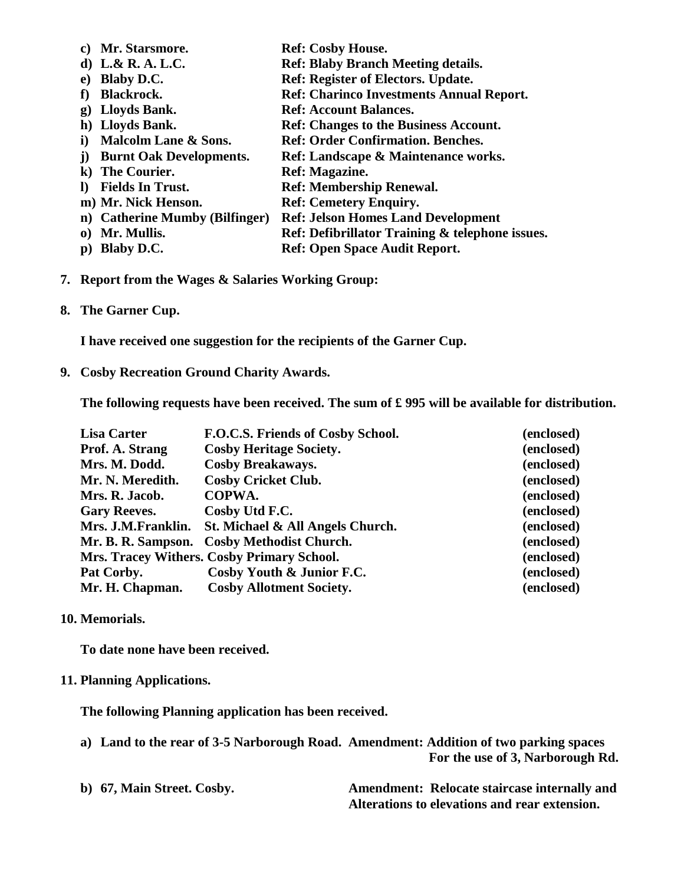c) **Mr. Starsmore.** — **Ref: Cosby House.**
d) **L.& R. A. L.C.** — **Ref: Blaby Branch Meeting details.**
e) **Blaby D.C.** — **Ref: Register of Electors. Update.**
f) **Blackrock.** — **Ref: Charinco Investments Annual Report.**
g) **Lloyds Bank.** — **Ref: Account Balances.**
h) **Lloyds Bank.** — **Ref: Changes to the Business Account.**
i) **Malcolm Lane & Sons.** — **Ref: Order Confirmation. Benches.**
j) **Burnt Oak Developments.** — **Ref: Landscape & Maintenance works.**
k) **The Courier.** — **Ref: Magazine.**
l) **Fields In Trust.** — **Ref: Membership Renewal.**
m) **Mr. Nick Henson.** — **Ref: Cemetery Enquiry.**
n) **Catherine Mumby (Bilfinger)** — **Ref: Jelson Homes Land Development**
o) **Mr. Mullis.** — **Ref: Defibrillator Training & telephone issues.**
p) **Blaby D.C.** — **Ref: Open Space Audit Report.**

**7. Report from the Wages & Salaries Working Group:**

**8. The Garner Cup.**

**I have received one suggestion for the recipients of the Garner Cup.**

**9. Cosby Recreation Ground Charity Awards.**

**The following requests have been received. The sum of £ 995 will be available for distribution.**

| | | |
|---|---|---|
| **Lisa Carter** | **F.O.C.S. Friends of Cosby School.** | **(enclosed)** |
| **Prof. A. Strang** | **Cosby Heritage Society.** | **(enclosed)** |
| **Mrs. M. Dodd.** | **Cosby Breakaways.** | **(enclosed)** |
| **Mr. N. Meredith.** | **Cosby Cricket Club.** | **(enclosed)** |
| **Mrs. R. Jacob.** | **COPWA.** | **(enclosed)** |
| **Gary Reeves.** | **Cosby Utd F.C.** | **(enclosed)** |
| **Mrs. J.M.Franklin.** | **St. Michael & All Angels Church.** | **(enclosed)** |
| **Mr. B. R. Sampson.** | **Cosby Methodist Church.** | **(enclosed)** |
| **Mrs. Tracey Withers.** | **Cosby Primary School.** | **(enclosed)** |
| **Pat Corby.** | **Cosby Youth & Junior F.C.** | **(enclosed)** |
| **Mr. H. Chapman.** | **Cosby Allotment Society.** | **(enclosed)** |

**10. Memorials.**

**To date none have been received.**

**11. Planning Applications.**

**The following Planning application has been received.**

a) **Land to the rear of 3-5 Narborough Road. Amendment: Addition of two parking spaces For the use of 3, Narborough Rd.**

b) **67, Main Street. Cosby. Amendment: Relocate staircase internally and Alterations to elevations and rear extension.**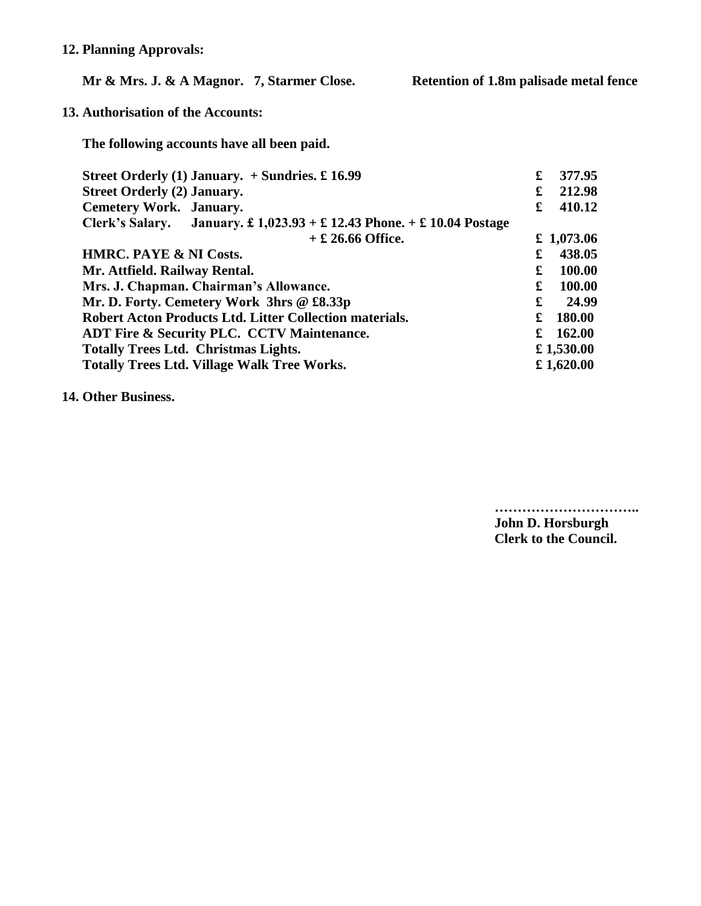**12. Planning Approvals:**

**Mr & Mrs. J. & A Magnor. 7, Starmer Close.** **Retention of 1.8m palisade metal fence**

**13. Authorisation of the Accounts:**

**The following accounts have all been paid.**

| | |
|---|---|
| **Street Orderly (1) January. + Sundries. £ 16.99** | **£ 377.95** |
| **Street Orderly (2) January.** | **£ 212.98** |
| **Cemetery Work. January.** | **£ 410.12** |
| **Clerk's Salary. January. £ 1,023.93 + £ 12.43 Phone. + £ 10.04 Postage + £ 26.66 Office.** | **£ 1,073.06** |
| **HMRC. PAYE & NI Costs.** | **£ 438.05** |
| **Mr. Attfield. Railway Rental.** | **£ 100.00** |
| **Mrs. J. Chapman. Chairman's Allowance.** | **£ 100.00** |
| **Mr. D. Forty. Cemetery Work 3hrs @ £8.33p** | **£ 24.99** |
| **Robert Acton Products Ltd. Litter Collection materials.** | **£ 180.00** |
| **ADT Fire & Security PLC. CCTV Maintenance.** | **£ 162.00** |
| **Totally Trees Ltd. Christmas Lights.** | **£ 1,530.00** |
| **Totally Trees Ltd. Village Walk Tree Works.** | **£ 1,620.00** |

**14. Other Business.**

…………………………..
**John D. Horsburgh**
**Clerk to the Council.**